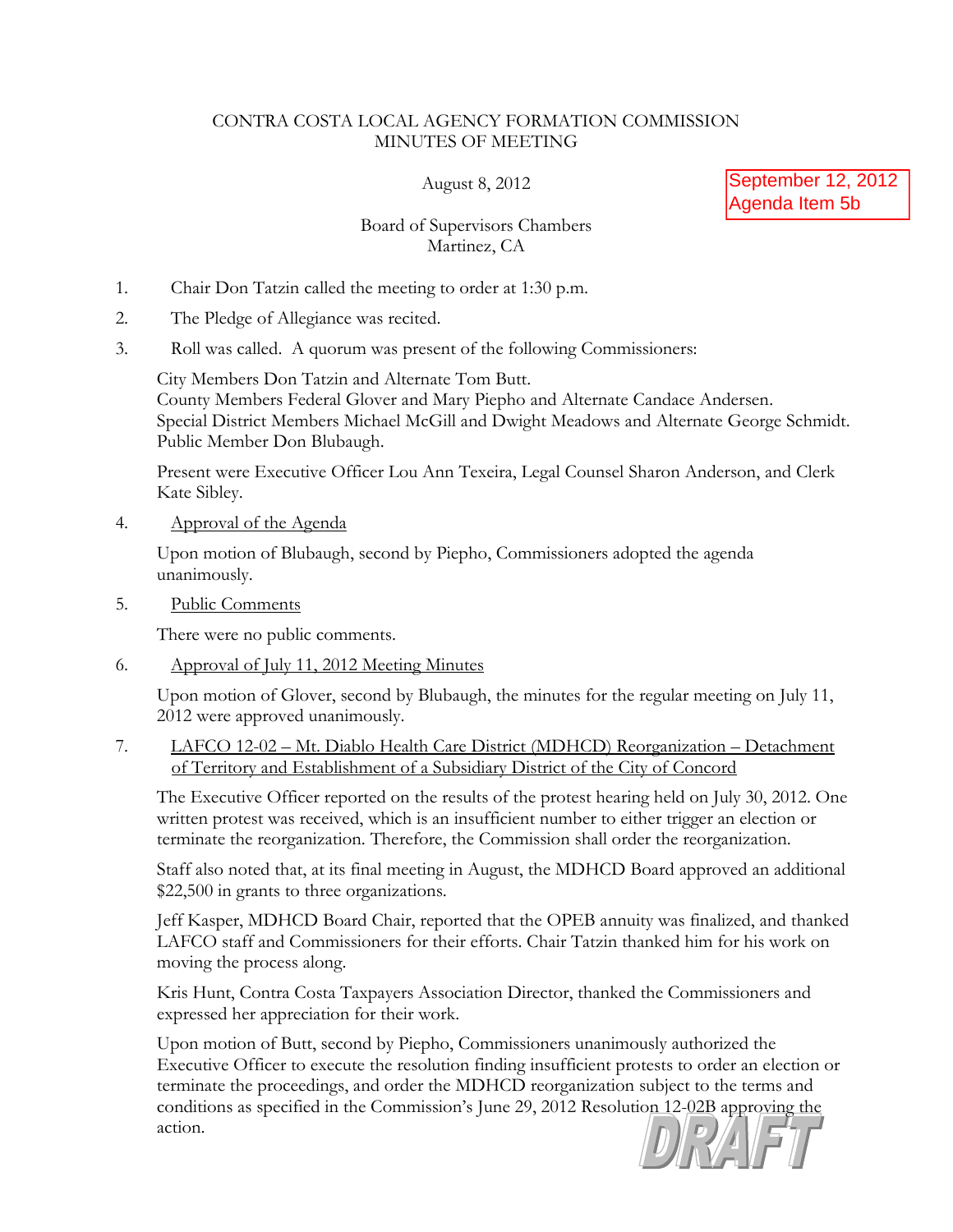# CONTRA COSTA LOCAL AGENCY FORMATION COMMISSION
## MINUTES OF MEETING

August 8, 2012

September 12, 2012
Agenda Item 5b

Board of Supervisors Chambers
Martinez, CA

1. Chair Don Tatzin called the meeting to order at 1:30 p.m.

2. The Pledge of Allegiance was recited.

3. Roll was called. A quorum was present of the following Commissioners:

   City Members Don Tatzin and Alternate Tom Butt.
   County Members Federal Glover and Mary Piepho and Alternate Candace Andersen.
   Special District Members Michael McGill and Dwight Meadows and Alternate George Schmidt.
   Public Member Don Blubaugh.

   Present were Executive Officer Lou Ann Texeira, Legal Counsel Sharon Anderson, and Clerk Kate Sibley.

4. Approval of the Agenda

   Upon motion of Blubaugh, second by Piepho, Commissioners adopted the agenda unanimously.

5. Public Comments

   There were no public comments.

6. Approval of July 11, 2012 Meeting Minutes

   Upon motion of Glover, second by Blubaugh, the minutes for the regular meeting on July 11, 2012 were approved unanimously.

7. LAFCO 12-02 – Mt. Diablo Health Care District (MDHCD) Reorganization – Detachment of Territory and Establishment of a Subsidiary District of the City of Concord

   The Executive Officer reported on the results of the protest hearing held on July 30, 2012. One written protest was received, which is an insufficient number to either trigger an election or terminate the reorganization. Therefore, the Commission shall order the reorganization.

   Staff also noted that, at its final meeting in August, the MDHCD Board approved an additional $22,500 in grants to three organizations.

   Jeff Kasper, MDHCD Board Chair, reported that the OPEB annuity was finalized, and thanked LAFCO staff and Commissioners for their efforts. Chair Tatzin thanked him for his work on moving the process along.

   Kris Hunt, Contra Costa Taxpayers Association Director, thanked the Commissioners and expressed her appreciation for their work.

   Upon motion of Butt, second by Piepho, Commissioners unanimously authorized the Executive Officer to execute the resolution finding insufficient protests to order an election or terminate the proceedings, and order the MDHCD reorganization subject to the terms and conditions as specified in the Commission's June 29, 2012 Resolution 12-02B approving the action.

DRAFT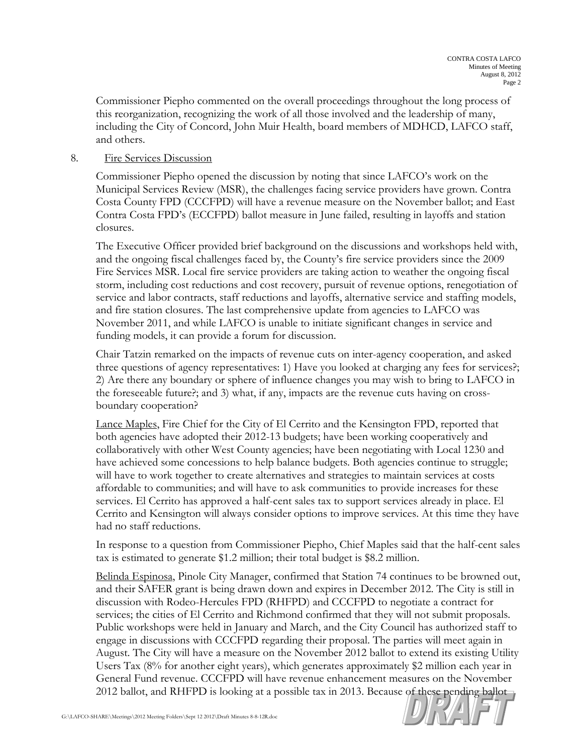Commissioner Piepho commented on the overall proceedings throughout the long process of this reorganization, recognizing the work of all those involved and the leadership of many, including the City of Concord, John Muir Health, board members of MDHCD, LAFCO staff, and others.

8. Fire Services Discussion

Commissioner Piepho opened the discussion by noting that since LAFCO's work on the Municipal Services Review (MSR), the challenges facing service providers have grown. Contra Costa County FPD (CCCFPD) will have a revenue measure on the November ballot; and East Contra Costa FPD's (ECCFPD) ballot measure in June failed, resulting in layoffs and station closures.

The Executive Officer provided brief background on the discussions and workshops held with, and the ongoing fiscal challenges faced by, the County's fire service providers since the 2009 Fire Services MSR. Local fire service providers are taking action to weather the ongoing fiscal storm, including cost reductions and cost recovery, pursuit of revenue options, renegotiation of service and labor contracts, staff reductions and layoffs, alternative service and staffing models, and fire station closures. The last comprehensive update from agencies to LAFCO was November 2011, and while LAFCO is unable to initiate significant changes in service and funding models, it can provide a forum for discussion.

Chair Tatzin remarked on the impacts of revenue cuts on inter-agency cooperation, and asked three questions of agency representatives: 1) Have you looked at charging any fees for services?; 2) Are there any boundary or sphere of influence changes you may wish to bring to LAFCO in the foreseeable future?; and 3) what, if any, impacts are the revenue cuts having on cross-boundary cooperation?

Lance Maples, Fire Chief for the City of El Cerrito and the Kensington FPD, reported that both agencies have adopted their 2012-13 budgets; have been working cooperatively and collaboratively with other West County agencies; have been negotiating with Local 1230 and have achieved some concessions to help balance budgets. Both agencies continue to struggle; will have to work together to create alternatives and strategies to maintain services at costs affordable to communities; and will have to ask communities to provide increases for these services. El Cerrito has approved a half-cent sales tax to support services already in place. El Cerrito and Kensington will always consider options to improve services. At this time they have had no staff reductions.

In response to a question from Commissioner Piepho, Chief Maples said that the half-cent sales tax is estimated to generate $1.2 million; their total budget is $8.2 million.

Belinda Espinosa, Pinole City Manager, confirmed that Station 74 continues to be browned out, and their SAFER grant is being drawn down and expires in December 2012. The City is still in discussion with Rodeo-Hercules FPD (RHFPD) and CCCFPD to negotiate a contract for services; the cities of El Cerrito and Richmond confirmed that they will not submit proposals. Public workshops were held in January and March, and the City Council has authorized staff to engage in discussions with CCCFPD regarding their proposal. The parties will meet again in August. The City will have a measure on the November 2012 ballot to extend its existing Utility Users Tax (8% for another eight years), which generates approximately $2 million each year in General Fund revenue. CCCFPD will have revenue enhancement measures on the November 2012 ballot, and RHFPD is looking at a possible tax in 2013. Because of these pending ballot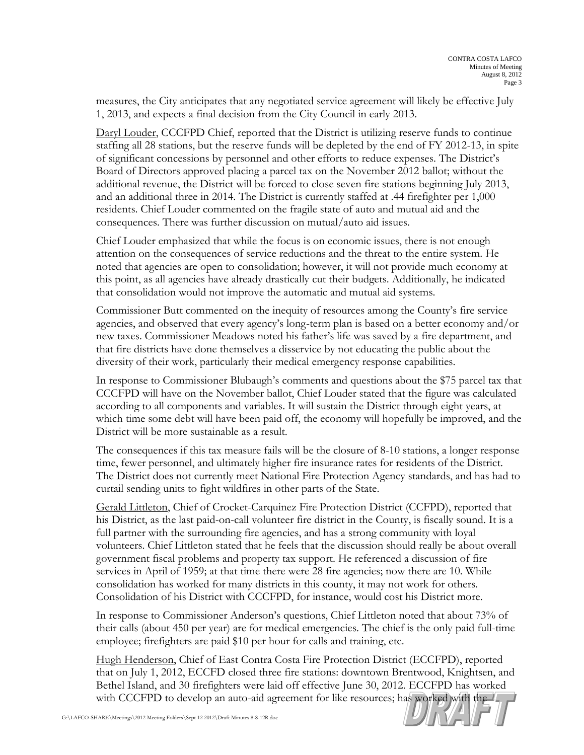measures, the City anticipates that any negotiated service agreement will likely be effective July 1, 2013, and expects a final decision from the City Council in early 2013.

Daryl Louder, CCCFPD Chief, reported that the District is utilizing reserve funds to continue staffing all 28 stations, but the reserve funds will be depleted by the end of FY 2012-13, in spite of significant concessions by personnel and other efforts to reduce expenses. The District's Board of Directors approved placing a parcel tax on the November 2012 ballot; without the additional revenue, the District will be forced to close seven fire stations beginning July 2013, and an additional three in 2014. The District is currently staffed at .44 firefighter per 1,000 residents. Chief Louder commented on the fragile state of auto and mutual aid and the consequences. There was further discussion on mutual/auto aid issues.

Chief Louder emphasized that while the focus is on economic issues, there is not enough attention on the consequences of service reductions and the threat to the entire system. He noted that agencies are open to consolidation; however, it will not provide much economy at this point, as all agencies have already drastically cut their budgets. Additionally, he indicated that consolidation would not improve the automatic and mutual aid systems.

Commissioner Butt commented on the inequity of resources among the County's fire service agencies, and observed that every agency's long-term plan is based on a better economy and/or new taxes. Commissioner Meadows noted his father's life was saved by a fire department, and that fire districts have done themselves a disservice by not educating the public about the diversity of their work, particularly their medical emergency response capabilities.

In response to Commissioner Blubaugh's comments and questions about the $75 parcel tax that CCCFPD will have on the November ballot, Chief Louder stated that the figure was calculated according to all components and variables. It will sustain the District through eight years, at which time some debt will have been paid off, the economy will hopefully be improved, and the District will be more sustainable as a result.

The consequences if this tax measure fails will be the closure of 8-10 stations, a longer response time, fewer personnel, and ultimately higher fire insurance rates for residents of the District. The District does not currently meet National Fire Protection Agency standards, and has had to curtail sending units to fight wildfires in other parts of the State.

Gerald Littleton, Chief of Crocket-Carquinez Fire Protection District (CCFPD), reported that his District, as the last paid-on-call volunteer fire district in the County, is fiscally sound. It is a full partner with the surrounding fire agencies, and has a strong community with loyal volunteers. Chief Littleton stated that he feels that the discussion should really be about overall government fiscal problems and property tax support. He referenced a discussion of fire services in April of 1959; at that time there were 28 fire agencies; now there are 10. While consolidation has worked for many districts in this county, it may not work for others. Consolidation of his District with CCCFPD, for instance, would cost his District more.

In response to Commissioner Anderson's questions, Chief Littleton noted that about 73% of their calls (about 450 per year) are for medical emergencies. The chief is the only paid full-time employee; firefighters are paid $10 per hour for calls and training, etc.

Hugh Henderson, Chief of East Contra Costa Fire Protection District (ECCFPD), reported that on July 1, 2012, ECCFD closed three fire stations: downtown Brentwood, Knightsen, and Bethel Island, and 30 firefighters were laid off effective June 30, 2012. ECCFPD has worked with CCCFPD to develop an auto-aid agreement for like resources; has worked with the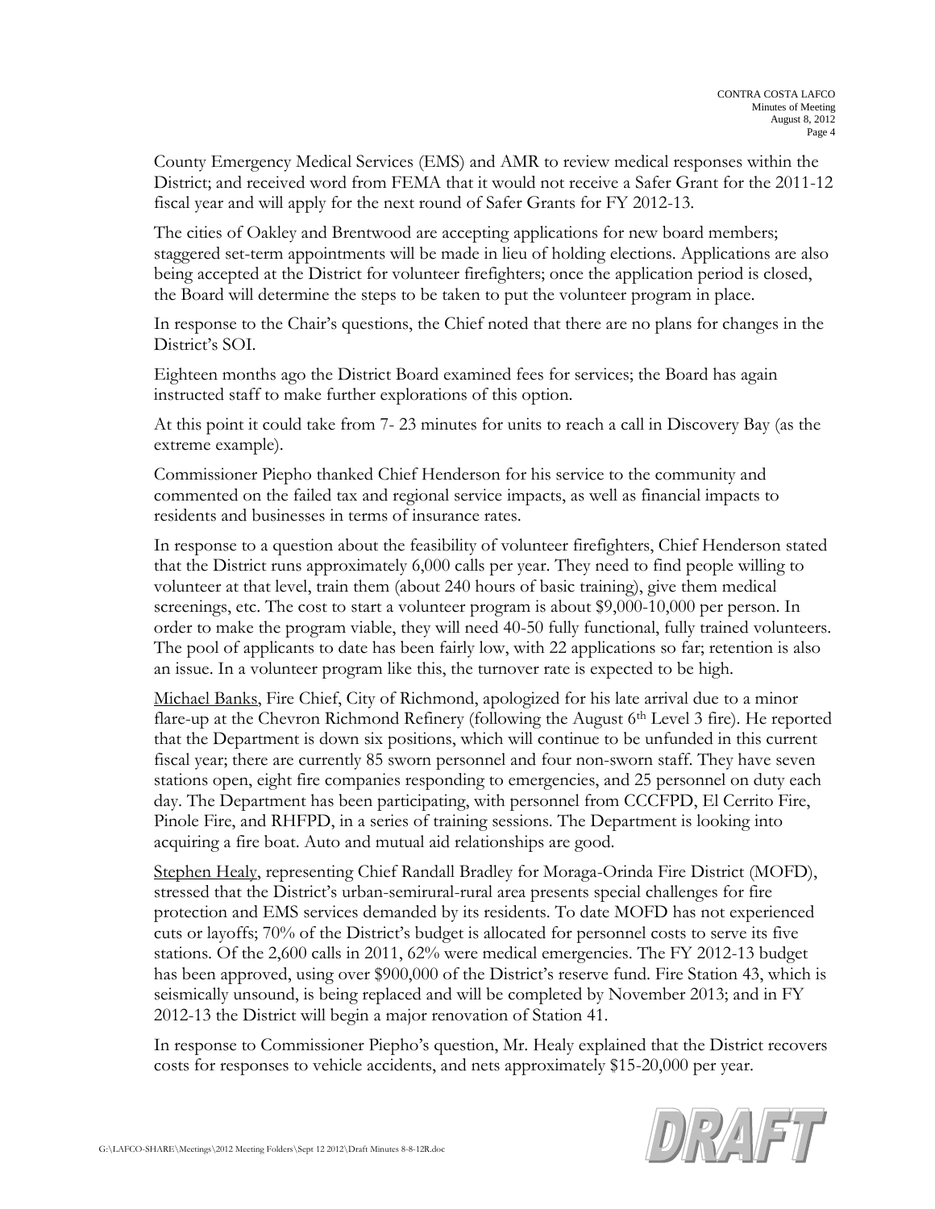County Emergency Medical Services (EMS) and AMR to review medical responses within the District; and received word from FEMA that it would not receive a Safer Grant for the 2011-12 fiscal year and will apply for the next round of Safer Grants for FY 2012-13.

The cities of Oakley and Brentwood are accepting applications for new board members; staggered set-term appointments will be made in lieu of holding elections. Applications are also being accepted at the District for volunteer firefighters; once the application period is closed, the Board will determine the steps to be taken to put the volunteer program in place.

In response to the Chair's questions, the Chief noted that there are no plans for changes in the District's SOI.

Eighteen months ago the District Board examined fees for services; the Board has again instructed staff to make further explorations of this option.

At this point it could take from 7- 23 minutes for units to reach a call in Discovery Bay (as the extreme example).

Commissioner Piepho thanked Chief Henderson for his service to the community and commented on the failed tax and regional service impacts, as well as financial impacts to residents and businesses in terms of insurance rates.

In response to a question about the feasibility of volunteer firefighters, Chief Henderson stated that the District runs approximately 6,000 calls per year. They need to find people willing to volunteer at that level, train them (about 240 hours of basic training), give them medical screenings, etc. The cost to start a volunteer program is about $9,000-10,000 per person. In order to make the program viable, they will need 40-50 fully functional, fully trained volunteers. The pool of applicants to date has been fairly low, with 22 applications so far; retention is also an issue. In a volunteer program like this, the turnover rate is expected to be high.

Michael Banks, Fire Chief, City of Richmond, apologized for his late arrival due to a minor flare-up at the Chevron Richmond Refinery (following the August 6th Level 3 fire). He reported that the Department is down six positions, which will continue to be unfunded in this current fiscal year; there are currently 85 sworn personnel and four non-sworn staff. They have seven stations open, eight fire companies responding to emergencies, and 25 personnel on duty each day. The Department has been participating, with personnel from CCCFPD, El Cerrito Fire, Pinole Fire, and RHFPD, in a series of training sessions. The Department is looking into acquiring a fire boat. Auto and mutual aid relationships are good.

Stephen Healy, representing Chief Randall Bradley for Moraga-Orinda Fire District (MOFD), stressed that the District's urban-semirural-rural area presents special challenges for fire protection and EMS services demanded by its residents. To date MOFD has not experienced cuts or layoffs; 70% of the District's budget is allocated for personnel costs to serve its five stations. Of the 2,600 calls in 2011, 62% were medical emergencies. The FY 2012-13 budget has been approved, using over $900,000 of the District's reserve fund. Fire Station 43, which is seismically unsound, is being replaced and will be completed by November 2013; and in FY 2012-13 the District will begin a major renovation of Station 41.

In response to Commissioner Piepho's question, Mr. Healy explained that the District recovers costs for responses to vehicle accidents, and nets approximately $15-20,000 per year.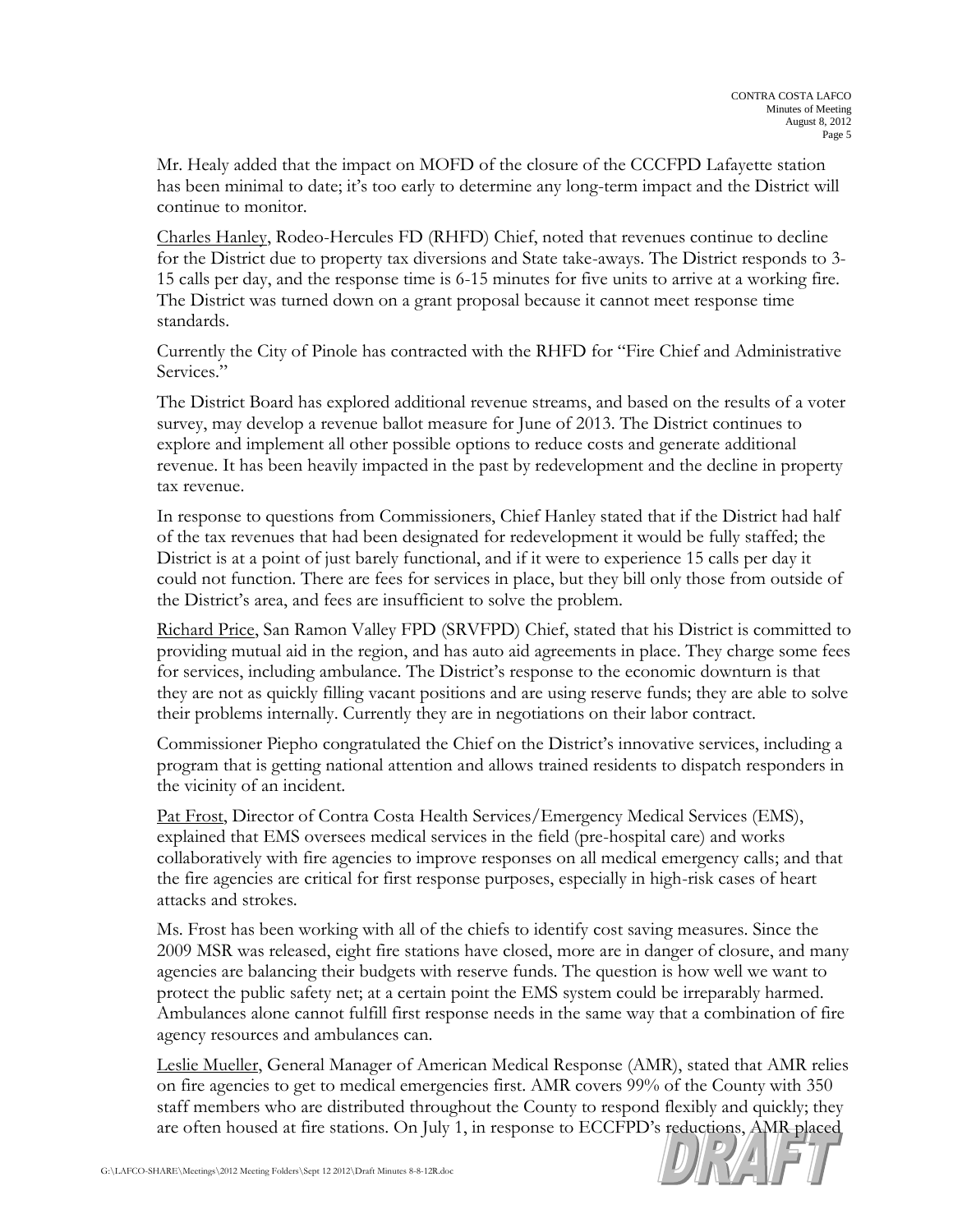Mr. Healy added that the impact on MOFD of the closure of the CCCFPD Lafayette station has been minimal to date; it's too early to determine any long-term impact and the District will continue to monitor.

Charles Hanley, Rodeo-Hercules FD (RHFD) Chief, noted that revenues continue to decline for the District due to property tax diversions and State take-aways. The District responds to 3-15 calls per day, and the response time is 6-15 minutes for five units to arrive at a working fire. The District was turned down on a grant proposal because it cannot meet response time standards.

Currently the City of Pinole has contracted with the RHFD for "Fire Chief and Administrative Services."

The District Board has explored additional revenue streams, and based on the results of a voter survey, may develop a revenue ballot measure for June of 2013. The District continues to explore and implement all other possible options to reduce costs and generate additional revenue. It has been heavily impacted in the past by redevelopment and the decline in property tax revenue.

In response to questions from Commissioners, Chief Hanley stated that if the District had half of the tax revenues that had been designated for redevelopment it would be fully staffed; the District is at a point of just barely functional, and if it were to experience 15 calls per day it could not function. There are fees for services in place, but they bill only those from outside of the District's area, and fees are insufficient to solve the problem.

Richard Price, San Ramon Valley FPD (SRVFPD) Chief, stated that his District is committed to providing mutual aid in the region, and has auto aid agreements in place. They charge some fees for services, including ambulance. The District's response to the economic downturn is that they are not as quickly filling vacant positions and are using reserve funds; they are able to solve their problems internally. Currently they are in negotiations on their labor contract.

Commissioner Piepho congratulated the Chief on the District's innovative services, including a program that is getting national attention and allows trained residents to dispatch responders in the vicinity of an incident.

Pat Frost, Director of Contra Costa Health Services/Emergency Medical Services (EMS), explained that EMS oversees medical services in the field (pre-hospital care) and works collaboratively with fire agencies to improve responses on all medical emergency calls; and that the fire agencies are critical for first response purposes, especially in high-risk cases of heart attacks and strokes.

Ms. Frost has been working with all of the chiefs to identify cost saving measures. Since the 2009 MSR was released, eight fire stations have closed, more are in danger of closure, and many agencies are balancing their budgets with reserve funds. The question is how well we want to protect the public safety net; at a certain point the EMS system could be irreparably harmed. Ambulances alone cannot fulfill first response needs in the same way that a combination of fire agency resources and ambulances can.

Leslie Mueller, General Manager of American Medical Response (AMR), stated that AMR relies on fire agencies to get to medical emergencies first. AMR covers 99% of the County with 350 staff members who are distributed throughout the County to respond flexibly and quickly; they are often housed at fire stations. On July 1, in response to ECCFPD's reductions, AMR placed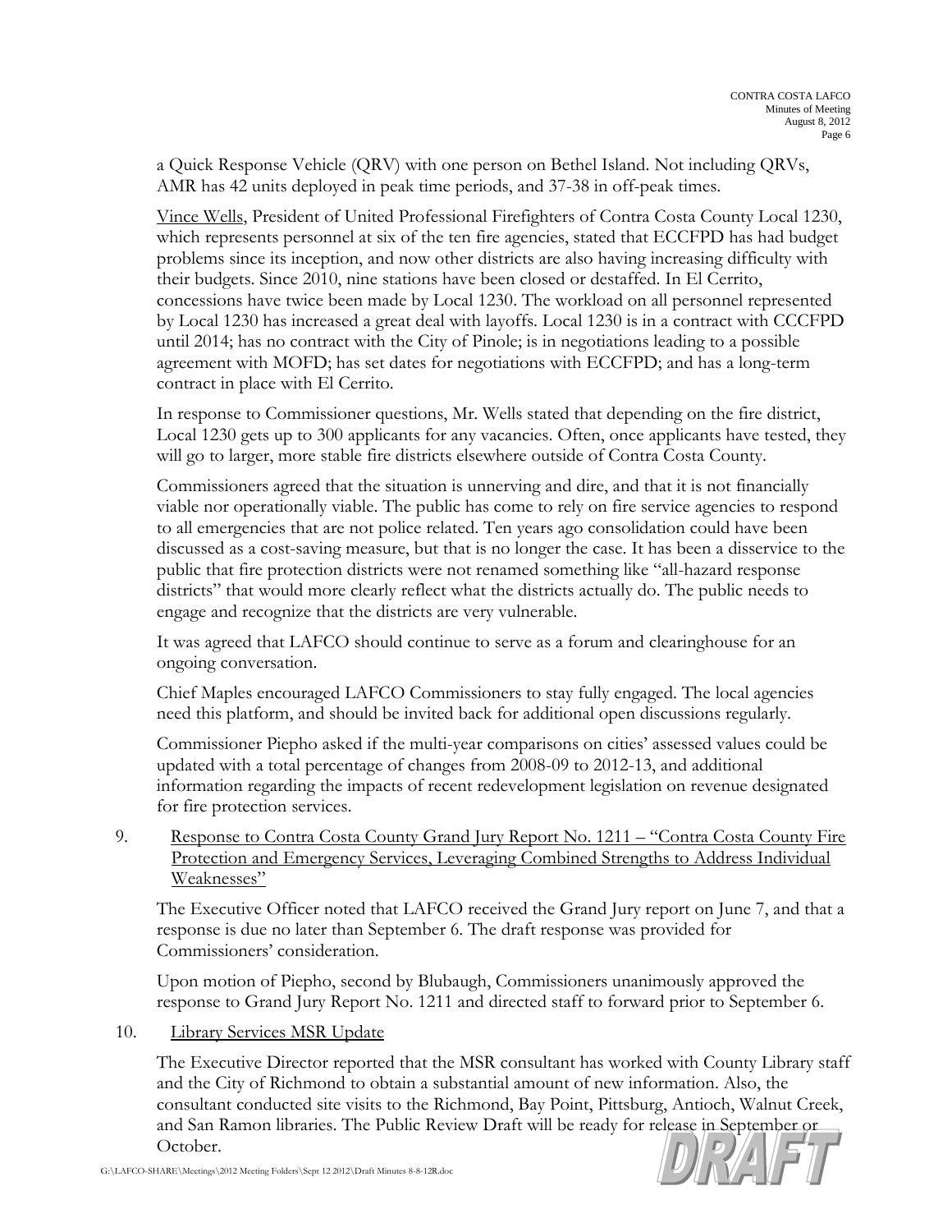a Quick Response Vehicle (QRV) with one person on Bethel Island. Not including QRVs, AMR has 42 units deployed in peak time periods, and 37-38 in off-peak times.

Vince Wells, President of United Professional Firefighters of Contra Costa County Local 1230, which represents personnel at six of the ten fire agencies, stated that ECCFPD has had budget problems since its inception, and now other districts are also having increasing difficulty with their budgets. Since 2010, nine stations have been closed or destaffed. In El Cerrito, concessions have twice been made by Local 1230. The workload on all personnel represented by Local 1230 has increased a great deal with layoffs. Local 1230 is in a contract with CCCFPD until 2014; has no contract with the City of Pinole; is in negotiations leading to a possible agreement with MOFD; has set dates for negotiations with ECCFPD; and has a long-term contract in place with El Cerrito.

In response to Commissioner questions, Mr. Wells stated that depending on the fire district, Local 1230 gets up to 300 applicants for any vacancies. Often, once applicants have tested, they will go to larger, more stable fire districts elsewhere outside of Contra Costa County.

Commissioners agreed that the situation is unnerving and dire, and that it is not financially viable nor operationally viable. The public has come to rely on fire service agencies to respond to all emergencies that are not police related. Ten years ago consolidation could have been discussed as a cost-saving measure, but that is no longer the case. It has been a disservice to the public that fire protection districts were not renamed something like "all-hazard response districts" that would more clearly reflect what the districts actually do. The public needs to engage and recognize that the districts are very vulnerable.

It was agreed that LAFCO should continue to serve as a forum and clearinghouse for an ongoing conversation.

Chief Maples encouraged LAFCO Commissioners to stay fully engaged. The local agencies need this platform, and should be invited back for additional open discussions regularly.

Commissioner Piepho asked if the multi-year comparisons on cities' assessed values could be updated with a total percentage of changes from 2008-09 to 2012-13, and additional information regarding the impacts of recent redevelopment legislation on revenue designated for fire protection services.

9. Response to Contra Costa County Grand Jury Report No. 1211 – "Contra Costa County Fire Protection and Emergency Services, Leveraging Combined Strengths to Address Individual Weaknesses"

The Executive Officer noted that LAFCO received the Grand Jury report on June 7, and that a response is due no later than September 6. The draft response was provided for Commissioners' consideration.

Upon motion of Piepho, second by Blubaugh, Commissioners unanimously approved the response to Grand Jury Report No. 1211 and directed staff to forward prior to September 6.

10. Library Services MSR Update

The Executive Director reported that the MSR consultant has worked with County Library staff and the City of Richmond to obtain a substantial amount of new information. Also, the consultant conducted site visits to the Richmond, Bay Point, Pittsburg, Antioch, Walnut Creek, and San Ramon libraries. The Public Review Draft will be ready for release in September or October.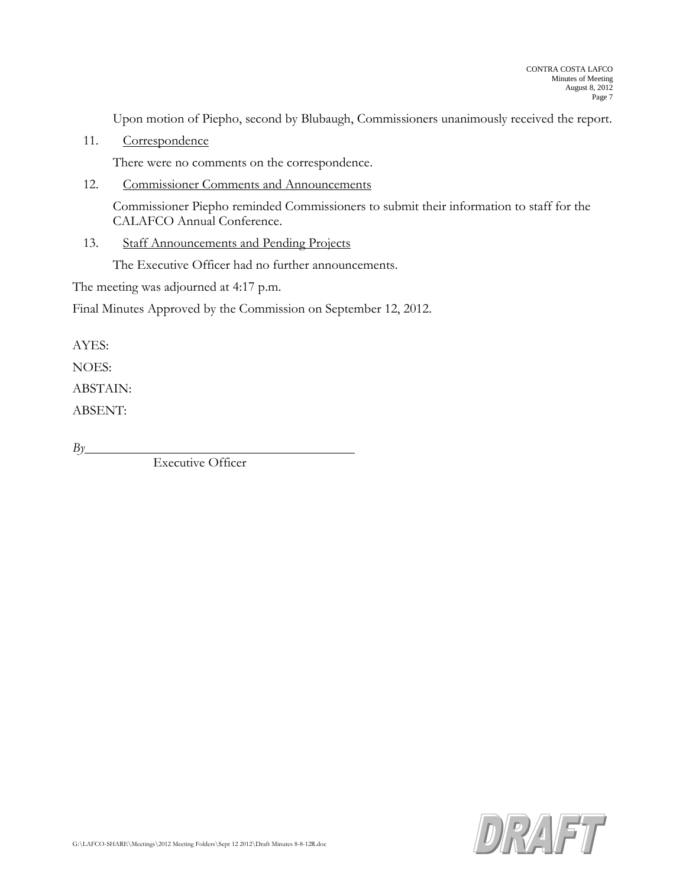Upon motion of Piepho, second by Blubaugh, Commissioners unanimously received the report.

11. Correspondence

There were no comments on the correspondence.

12. Commissioner Comments and Announcements

Commissioner Piepho reminded Commissioners to submit their information to staff for the CALAFCO Annual Conference.

13. Staff Announcements and Pending Projects

The Executive Officer had no further announcements.

The meeting was adjourned at 4:17 p.m.

Final Minutes Approved by the Commission on September 12, 2012.

AYES:

NOES:

ABSTAIN:

ABSENT:

*By*\_\_\_\_\_\_\_\_\_\_\_\_\_\_\_\_\_\_\_\_\_\_\_\_\_\_\_\_\_\_\_\_\_\_\_\_\_\_\_\_

Executive Officer

G:\LAFCO-SHARE\Meetings\2012 Meeting Folders\Sept 12 2012\Draft Minutes 8-8-12R.doc

DRAFT